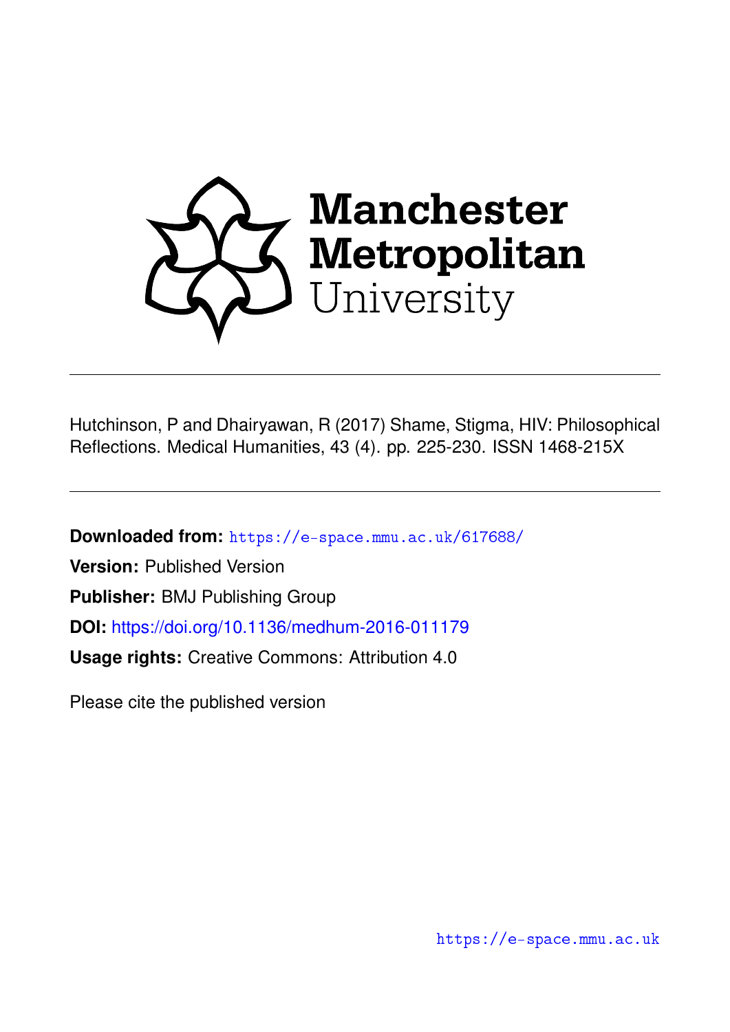Manchester Metropolitan University

Hutchinson, P and Dhairyawan, R (2017) Shame, Stigma, HIV: Philosophical Reflections. Medical Humanities, 43 (4). pp. 225-230. ISSN 1468-215X

**Downloaded from:** https://e-space.mmu.ac.uk/617688/

**Version:** Published Version

**Publisher:** BMJ Publishing Group

**DOI:** https://doi.org/10.1136/medhum-2016-011179

**Usage rights:** Creative Commons: Attribution 4.0

Please cite the published version

https://e-space.mmu.ac.uk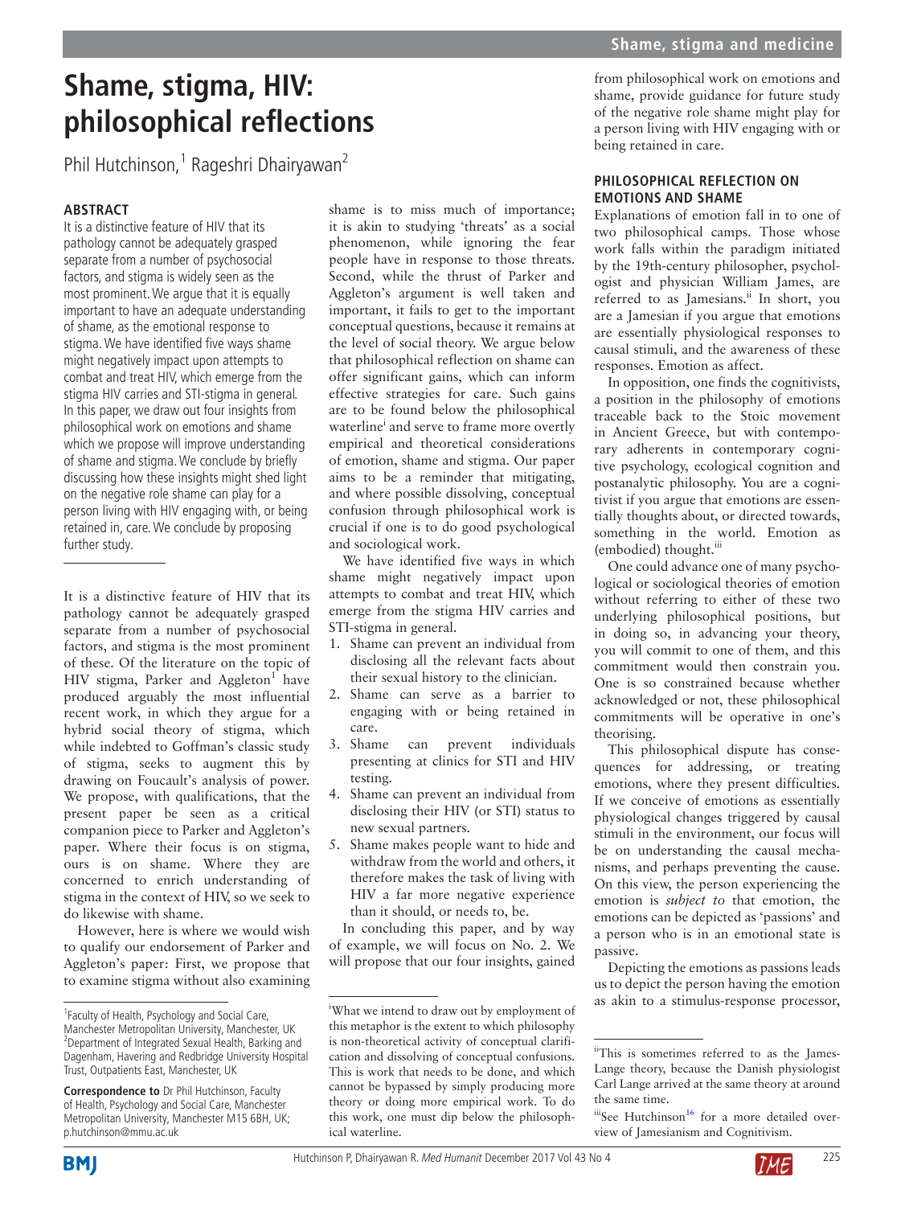# Shame, stigma, HIV: philosophical reflections

Phil Hutchinson,[1] Rageshri Dhairyawan[2]

## ABSTRACT

It is a distinctive feature of HIV that its pathology cannot be adequately grasped separate from a number of psychosocial factors, and stigma is widely seen as the most prominent. We argue that it is equally important to have an adequate understanding of shame, as the emotional response to stigma. We have identified five ways shame might negatively impact upon attempts to combat and treat HIV, which emerge from the stigma HIV carries and STI-stigma in general. In this paper, we draw out four insights from philosophical work on emotions and shame which we propose will improve understanding of shame and stigma. We conclude by briefly discussing how these insights might shed light on the negative role shame can play for a person living with HIV engaging with, or being retained in, care. We conclude by proposing further study.

It is a distinctive feature of HIV that its pathology cannot be adequately grasped separate from a number of psychosocial factors, and stigma is the most prominent of these. Of the literature on the topic of HIV stigma, Parker and Aggleton[1] have produced arguably the most influential recent work, in which they argue for a hybrid social theory of stigma, which while indebted to Goffman's classic study of stigma, seeks to augment this by drawing on Foucault's analysis of power. We propose, with qualifications, that the present paper be seen as a critical companion piece to Parker and Aggleton's paper. Where their focus is on stigma, ours is on shame. Where they are concerned to enrich understanding of stigma in the context of HIV, so we seek to do likewise with shame.

However, here is where we would wish to qualify our endorsement of Parker and Aggleton's paper: First, we propose that to examine stigma without also examining shame is to miss much of importance; it is akin to studying 'threats' as a social phenomenon, while ignoring the fear people have in response to those threats. Second, while the thrust of Parker and Aggleton's argument is well taken and important, it fails to get to the important conceptual questions, because it remains at the level of social theory. We argue below that philosophical reflection on shame can offer significant gains, which can inform effective strategies for care. Such gains are to be found below the philosophical waterline[i] and serve to frame more overtly empirical and theoretical considerations of emotion, shame and stigma. Our paper aims to be a reminder that mitigating, and where possible dissolving, conceptual confusion through philosophical work is crucial if one is to do good psychological and sociological work.

We have identified five ways in which shame might negatively impact upon attempts to combat and treat HIV, which emerge from the stigma HIV carries and STI-stigma in general.

1. Shame can prevent an individual from disclosing all the relevant facts about their sexual history to the clinician.
2. Shame can serve as a barrier to engaging with or being retained in care.
3. Shame can prevent individuals presenting at clinics for STI and HIV testing.
4. Shame can prevent an individual from disclosing their HIV (or STI) status to new sexual partners.
5. Shame makes people want to hide and withdraw from the world and others, it therefore makes the task of living with HIV a far more negative experience than it should, or needs to, be.

In concluding this paper, and by way of example, we will focus on No. 2. We will propose that our four insights, gained from philosophical work on emotions and shame, provide guidance for future study of the negative role shame might play for a person living with HIV engaging with or being retained in care.

## PHILOSOPHICAL REFLECTION ON EMOTIONS AND SHAME

Explanations of emotion fall in to one of two philosophical camps. Those whose work falls within the paradigm initiated by the 19th-century philosopher, psychologist and physician William James, are referred to as Jamesians.[ii] In short, you are a Jamesian if you argue that emotions are essentially physiological responses to causal stimuli, and the awareness of these responses. Emotion as affect.

In opposition, one finds the cognitivists, a position in the philosophy of emotions traceable back to the Stoic movement in Ancient Greece, but with contemporary adherents in contemporary cognitive psychology, ecological cognition and postanalytic philosophy. You are a cognitivist if you argue that emotions are essentially thoughts about, or directed towards, something in the world. Emotion as (embodied) thought.[iii]

One could advance one of many psychological or sociological theories of emotion without referring to either of these two underlying philosophical positions, but in doing so, in advancing your theory, you will commit to one of them, and this commitment would then constrain you. One is so constrained because whether acknowledged or not, these philosophical commitments will be operative in one's theorising.

This philosophical dispute has consequences for addressing, or treating emotions, where they present difficulties. If we conceive of emotions as essentially physiological changes triggered by causal stimuli in the environment, our focus will be on understanding the causal mechanisms, and perhaps preventing the cause. On this view, the person experiencing the emotion is *subject to* that emotion, the emotions can be depicted as 'passions' and a person who is in an emotional state is passive.

Depicting the emotions as passions leads us to depict the person having the emotion as akin to a stimulus-response processor,

---

[1]Faculty of Health, Psychology and Social Care, Manchester Metropolitan University, Manchester, UK
[2]Department of Integrated Sexual Health, Barking and Dagenham, Havering and Redbridge University Hospital Trust, Outpatients East, Manchester, UK

**Correspondence to** Dr Phil Hutchinson, Faculty of Health, Psychology and Social Care, Manchester Metropolitan University, Manchester M15 6BH, UK; p.hutchinson@mmu.ac.uk

[i]What we intend to draw out by employment of this metaphor is the extent to which philosophy is non-theoretical activity of conceptual clarification and dissolving of conceptual confusions. This is work that needs to be done, and which cannot be bypassed by simply producing more theory or doing more empirical work. To do this work, one must dip below the philosophical waterline.

[ii]This is sometimes referred to as the James-Lange theory, because the Danish physiologist Carl Lange arrived at the same theory at around the same time.

[iii]See Hutchinson[16] for a more detailed overview of Jamesianism and Cognitivism.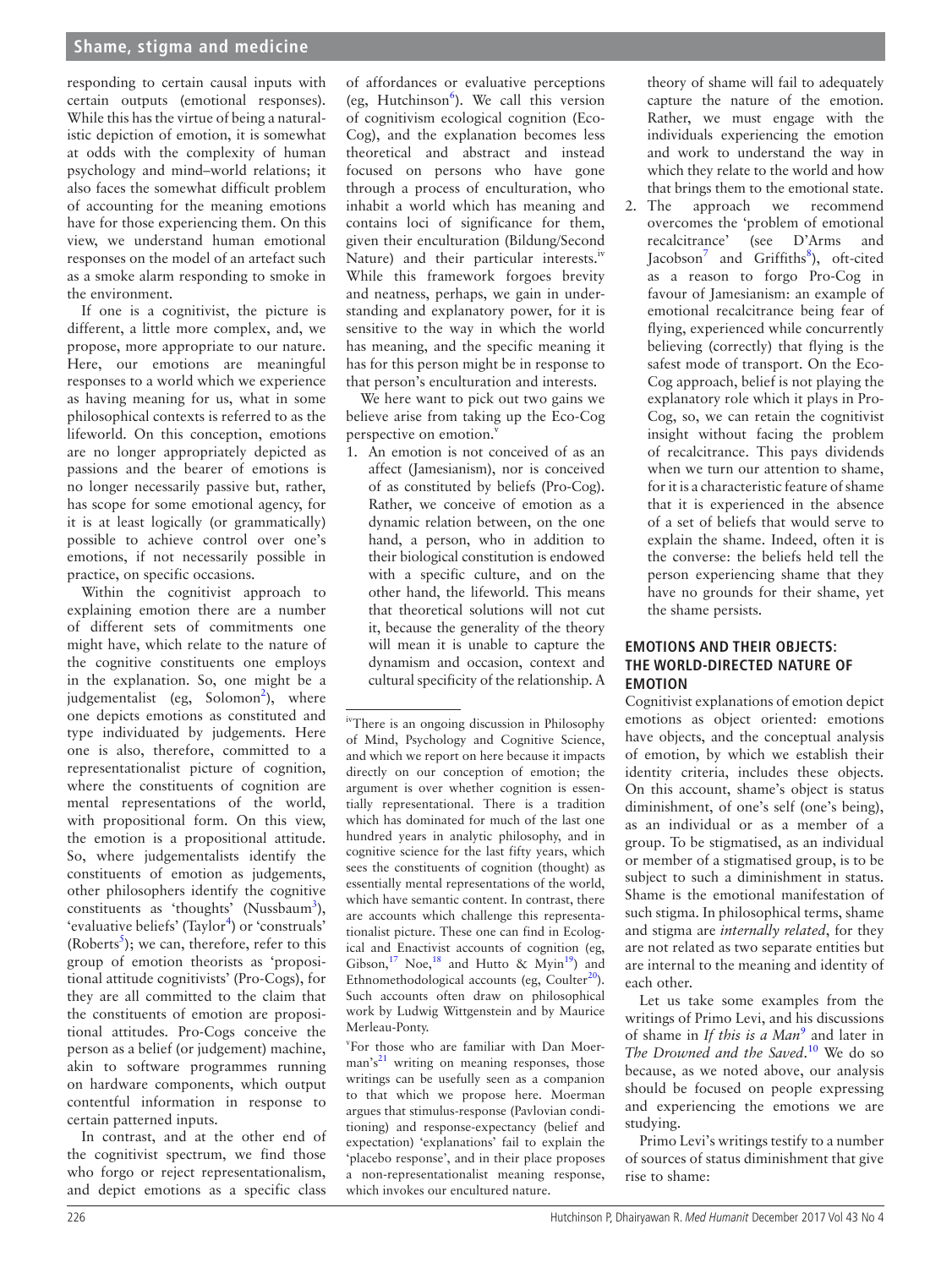responding to certain causal inputs with certain outputs (emotional responses). While this has the virtue of being a naturalistic depiction of emotion, it is somewhat at odds with the complexity of human psychology and mind–world relations; it also faces the somewhat difficult problem of accounting for the meaning emotions have for those experiencing them. On this view, we understand human emotional responses on the model of an artefact such as a smoke alarm responding to smoke in the environment.

If one is a cognitivist, the picture is different, a little more complex, and, we propose, more appropriate to our nature. Here, our emotions are meaningful responses to a world which we experience as having meaning for us, what in some philosophical contexts is referred to as the lifeworld. On this conception, emotions are no longer appropriately depicted as passions and the bearer of emotions is no longer necessarily passive but, rather, has scope for some emotional agency, for it is at least logically (or grammatically) possible to achieve control over one's emotions, if not necessarily possible in practice, on specific occasions.

Within the cognitivist approach to explaining emotion there are a number of different sets of commitments one might have, which relate to the nature of the cognitive constituents one employs in the explanation. So, one might be a judgementalist (eg, Solomon[2]), where one depicts emotions as constituted and type individuated by judgements. Here one is also, therefore, committed to a representationalist picture of cognition, where the constituents of cognition are mental representations of the world, with propositional form. On this view, the emotion is a propositional attitude. So, where judgementalists identify the constituents of emotion as judgements, other philosophers identify the cognitive constituents as 'thoughts' (Nussbaum[3]), 'evaluative beliefs' (Taylor[4]) or 'construals' (Roberts[5]); we can, therefore, refer to this group of emotion theorists as 'propositional attitude cognitivists' (Pro-Cogs), for they are all committed to the claim that the constituents of emotion are propositional attitudes. Pro-Cogs conceive the person as a belief (or judgement) machine, akin to software programmes running on hardware components, which output contentful information in response to certain patterned inputs.

In contrast, and at the other end of the cognitivist spectrum, we find those who forgo or reject representationalism, and depict emotions as a specific class of affordances or evaluative perceptions (eg, Hutchinson[6]). We call this version of cognitivism ecological cognition (Eco-Cog), and the explanation becomes less theoretical and abstract and instead focused on persons who have gone through a process of enculturation, who inhabit a world which has meaning and contains loci of significance for them, given their enculturation (Bildung/Second Nature) and their particular interests.[iv] While this framework forgoes brevity and neatness, perhaps, we gain in understanding and explanatory power, for it is sensitive to the way in which the world has meaning, and the specific meaning it has for this person might be in response to that person's enculturation and interests.

We here want to pick out two gains we believe arise from taking up the Eco-Cog perspective on emotion.[v]

1. An emotion is not conceived of as an affect (Jamesianism), nor is conceived of as constituted by beliefs (Pro-Cog). Rather, we conceive of emotion as a dynamic relation between, on the one hand, a person, who in addition to their biological constitution is endowed with a specific culture, and on the other hand, the lifeworld. This means that theoretical solutions will not cut it, because the generality of the theory will mean it is unable to capture the dynamism and occasion, context and cultural specificity of the relationship. A theory of shame will fail to adequately capture the nature of the emotion. Rather, we must engage with the individuals experiencing the emotion and work to understand the way in which they relate to the world and how that brings them to the emotional state.
2. The approach we recommend overcomes the 'problem of emotional recalcitrance' (see D'Arms and Jacobson[7] and Griffiths[8]), oft-cited as a reason to forgo Pro-Cog in favour of Jamesianism: an example of emotional recalcitrance being fear of flying, experienced while concurrently believing (correctly) that flying is the safest mode of transport. On the Eco-Cog approach, belief is not playing the explanatory role which it plays in Pro-Cog, so, we can retain the cognitivist insight without facing the problem of recalcitrance. This pays dividends when we turn our attention to shame, for it is a characteristic feature of shame that it is experienced in the absence of a set of beliefs that would serve to explain the shame. Indeed, often it is the converse: the beliefs held tell the person experiencing shame that they have no grounds for their shame, yet the shame persists.

## EMOTIONS AND THEIR OBJECTS: THE WORLD-DIRECTED NATURE OF EMOTION

Cognitivist explanations of emotion depict emotions as object oriented: emotions have objects, and the conceptual analysis of emotion, by which we establish their identity criteria, includes these objects. On this account, shame's object is status diminishment, of one's self (one's being), as an individual or as a member of a group. To be stigmatised, as an individual or member of a stigmatised group, is to be subject to such a diminishment in status. Shame is the emotional manifestation of such stigma. In philosophical terms, shame and stigma are *internally related*, for they are not related as two separate entities but are internal to the meaning and identity of each other.

Let us take some examples from the writings of Primo Levi, and his discussions of shame in *If this is a Man*[9] and later in *The Drowned and the Saved*.[10] We do so because, as we noted above, our analysis should be focused on people expressing and experiencing the emotions we are studying.

Primo Levi's writings testify to a number of sources of status diminishment that give rise to shame:

---

[iv] There is an ongoing discussion in Philosophy of Mind, Psychology and Cognitive Science, and which we report on here because it impacts directly on our conception of emotion; the argument is over whether cognition is essentially representational. There is a tradition which has dominated for much of the last one hundred years in analytic philosophy, and in cognitive science for the last fifty years, which sees the constituents of cognition (thought) as essentially mental representations of the world, which have semantic content. In contrast, there are accounts which challenge this representationalist picture. These one can find in Ecological and Enactivist accounts of cognition (eg, Gibson,[17] Noe,[18] and Hutto & Myin[19]) and Ethnomethodological accounts (eg, Coulter[20]). Such accounts often draw on philosophical work by Ludwig Wittgenstein and by Maurice Merleau-Ponty.

[v] For those who are familiar with Dan Moerman's[21] writing on meaning responses, those writings can be usefully seen as a companion to that which we propose here. Moerman argues that stimulus-response (Pavlovian conditioning) and response-expectancy (belief and expectation) 'explanations' fail to explain the 'placebo response', and in their place proposes a non-representationalist meaning response, which invokes our encultured nature.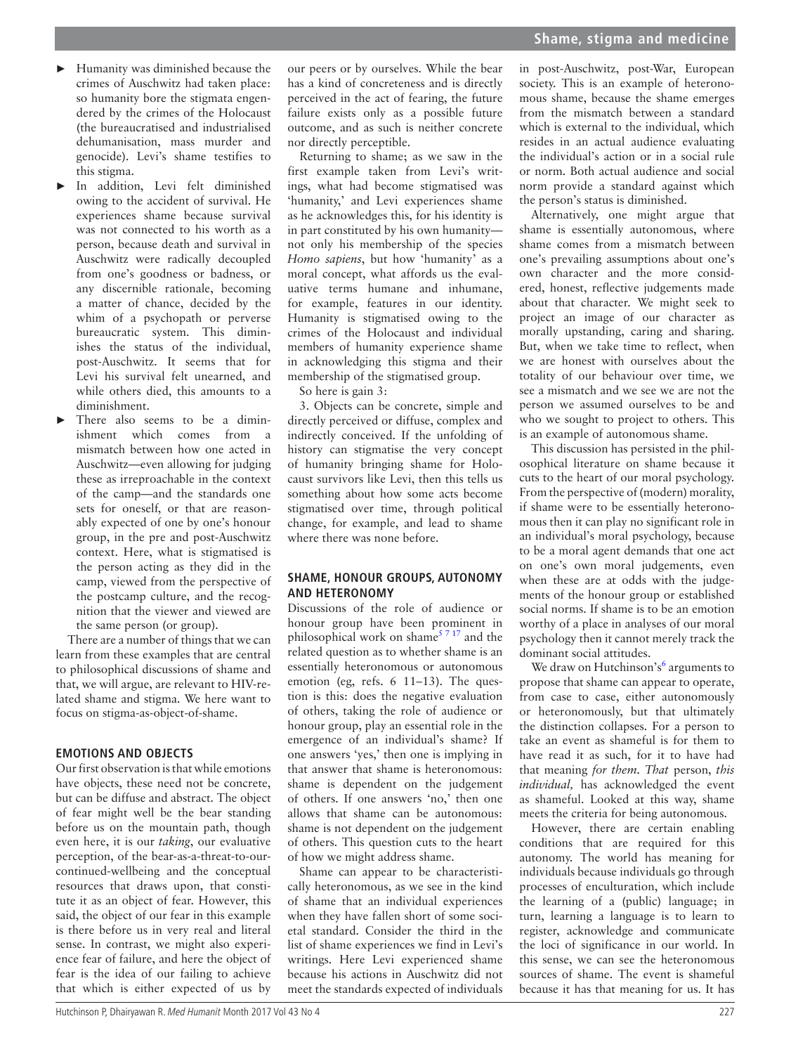- Humanity was diminished because the crimes of Auschwitz had taken place: so humanity bore the stigmata engendered by the crimes of the Holocaust (the bureaucratised and industrialised dehumanisation, mass murder and genocide). Levi's shame testifies to this stigma.
- In addition, Levi felt diminished owing to the accident of survival. He experiences shame because survival was not connected to his worth as a person, because death and survival in Auschwitz were radically decoupled from one's goodness or badness, or any discernible rationale, becoming a matter of chance, decided by the whim of a psychopath or perverse bureaucratic system. This diminishes the status of the individual, post-Auschwitz. It seems that for Levi his survival felt unearned, and while others died, this amounts to a diminishment.
- There also seems to be a diminishment which comes from a mismatch between how one acted in Auschwitz—even allowing for judging these as irreproachable in the context of the camp—and the standards one sets for oneself, or that are reasonably expected of one by one's honour group, in the pre and post-Auschwitz context. Here, what is stigmatised is the person acting as they did in the camp, viewed from the perspective of the postcamp culture, and the recognition that the viewer and viewed are the same person (or group).

There are a number of things that we can learn from these examples that are central to philosophical discussions of shame and that, we will argue, are relevant to HIV-related shame and stigma. We here want to focus on stigma-as-object-of-shame.

## EMOTIONS AND OBJECTS

Our first observation is that while emotions have objects, these need not be concrete, but can be diffuse and abstract. The object of fear might well be the bear standing before us on the mountain path, though even here, it is our *taking*, our evaluative perception, of the bear-as-a-threat-to-our-continued-wellbeing and the conceptual resources that draws upon, that constitute it as an object of fear. However, this said, the object of our fear in this example is there before us in very real and literal sense. In contrast, we might also experience fear of failure, and here the object of fear is the idea of our failing to achieve that which is either expected of us by our peers or by ourselves. While the bear has a kind of concreteness and is directly perceived in the act of fearing, the future failure exists only as a possible future outcome, and as such is neither concrete nor directly perceptible.

Returning to shame; as we saw in the first example taken from Levi's writings, what had become stigmatised was 'humanity,' and Levi experiences shame as he acknowledges this, for his identity is in part constituted by his own humanity—not only his membership of the species *Homo sapiens*, but how 'humanity' as a moral concept, what affords us the evaluative terms humane and inhumane, for example, features in our identity. Humanity is stigmatised owing to the crimes of the Holocaust and individual members of humanity experience shame in acknowledging this stigma and their membership of the stigmatised group.

So here is gain 3:

3. Objects can be concrete, simple and directly perceived or diffuse, complex and indirectly conceived. If the unfolding of history can stigmatise the very concept of humanity bringing shame for Holocaust survivors like Levi, then this tells us something about how some acts become stigmatised over time, through political change, for example, and lead to shame where there was none before.

## SHAME, HONOUR GROUPS, AUTONOMY AND HETERONOMY

Discussions of the role of audience or honour group have been prominent in philosophical work on shame[5 7 17] and the related question as to whether shame is an essentially heteronomous or autonomous emotion (eg, refs. 6 11–13). The question is this: does the negative evaluation of others, taking the role of audience or honour group, play an essential role in the emergence of an individual's shame? If one answers 'yes,' then one is implying in that answer that shame is heteronomous: shame is dependent on the judgement of others. If one answers 'no,' then one allows that shame can be autonomous: shame is not dependent on the judgement of others. This question cuts to the heart of how we might address shame.

Shame can appear to be characteristically heteronomous, as we see in the kind of shame that an individual experiences when they have fallen short of some societal standard. Consider the third in the list of shame experiences we find in Levi's writings. Here Levi experienced shame because his actions in Auschwitz did not meet the standards expected of individuals in post-Auschwitz, post-War, European society. This is an example of heteronomous shame, because the shame emerges from the mismatch between a standard which is external to the individual, which resides in an actual audience evaluating the individual's action or in a social rule or norm. Both actual audience and social norm provide a standard against which the person's status is diminished.

Alternatively, one might argue that shame is essentially autonomous, where shame comes from a mismatch between one's prevailing assumptions about one's own character and the more considered, honest, reflective judgements made about that character. We might seek to project an image of our character as morally upstanding, caring and sharing. But, when we take time to reflect, when we are honest with ourselves about the totality of our behaviour over time, we see a mismatch and we see we are not the person we assumed ourselves to be and who we sought to project to others. This is an example of autonomous shame.

This discussion has persisted in the philosophical literature on shame because it cuts to the heart of our moral psychology. From the perspective of (modern) morality, if shame were to be essentially heteronomous then it can play no significant role in an individual's moral psychology, because to be a moral agent demands that one act on one's own moral judgements, even when these are at odds with the judgements of the honour group or established social norms. If shame is to be an emotion worthy of a place in analyses of our moral psychology then it cannot merely track the dominant social attitudes.

We draw on Hutchinson's[6] arguments to propose that shame can appear to operate, from case to case, either autonomously or heteronomously, but that ultimately the distinction collapses. For a person to take an event as shameful is for them to have read it as such, for it to have had that meaning *for them*. *That* person, *this individual,* has acknowledged the event as shameful. Looked at this way, shame meets the criteria for being autonomous.

However, there are certain enabling conditions that are required for this autonomy. The world has meaning for individuals because individuals go through processes of enculturation, which include the learning of a (public) language; in turn, learning a language is to learn to register, acknowledge and communicate the loci of significance in our world. In this sense, we can see the heteronomous sources of shame. The event is shameful because it has that meaning for us. It has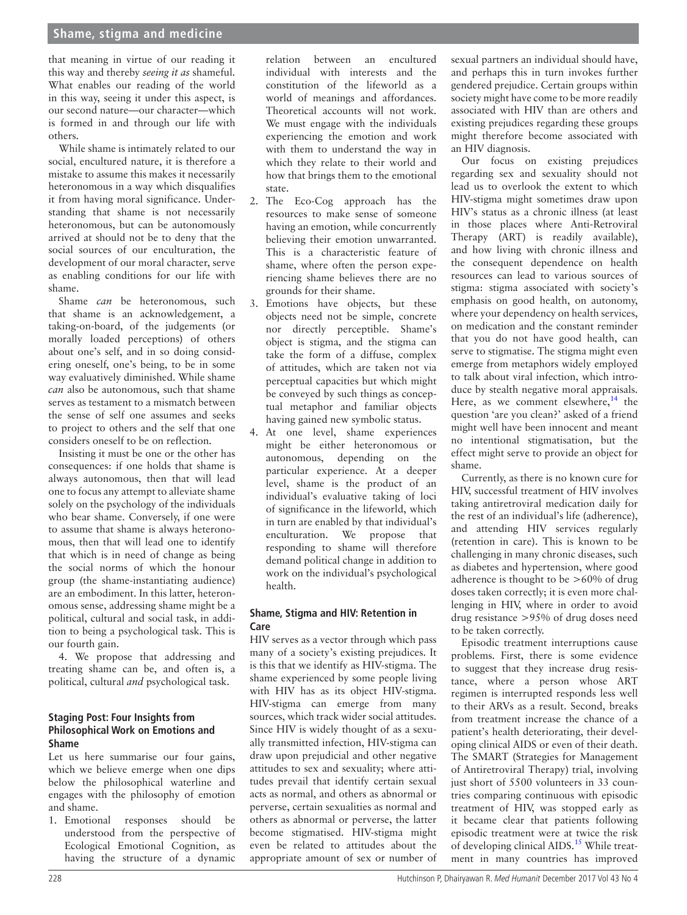that meaning in virtue of our reading it this way and thereby *seeing it as* shameful. What enables our reading of the world in this way, seeing it under this aspect, is our second nature—our character—which is formed in and through our life with others.

While shame is intimately related to our social, encultured nature, it is therefore a mistake to assume this makes it necessarily heteronomous in a way which disqualifies it from having moral significance. Understanding that shame is not necessarily heteronomous, but can be autonomously arrived at should not be to deny that the social sources of our enculturation, the development of our moral character, serve as enabling conditions for our life with shame.

Shame *can* be heteronomous, such that shame is an acknowledgement, a taking-on-board, of the judgements (or morally loaded perceptions) of others about one's self, and in so doing considering oneself, one's being, to be in some way evaluatively diminished. While shame *can* also be autonomous, such that shame serves as testament to a mismatch between the sense of self one assumes and seeks to project to others and the self that one considers oneself to be on reflection.

Insisting it must be one or the other has consequences: if one holds that shame is always autonomous, then that will lead one to focus any attempt to alleviate shame solely on the psychology of the individuals who bear shame. Conversely, if one were to assume that shame is always heteronomous, then that will lead one to identify that which is in need of change as being the social norms of which the honour group (the shame-instantiating audience) are an embodiment. In this latter, heteronomous sense, addressing shame might be a political, cultural and social task, in addition to being a psychological task. This is our fourth gain.

4. We propose that addressing and treating shame can be, and often is, a political, cultural *and* psychological task.

### Staging Post: Four Insights from Philosophical Work on Emotions and Shame

Let us here summarise our four gains, which we believe emerge when one dips below the philosophical waterline and engages with the philosophy of emotion and shame.

1. Emotional responses should be understood from the perspective of Ecological Emotional Cognition, as having the structure of a dynamic relation between an encultured individual with interests and the constitution of the lifeworld as a world of meanings and affordances. Theoretical accounts will not work. We must engage with the individuals experiencing the emotion and work with them to understand the way in which they relate to their world and how that brings them to the emotional state.
2. The Eco-Cog approach has the resources to make sense of someone having an emotion, while concurrently believing their emotion unwarranted. This is a characteristic feature of shame, where often the person experiencing shame believes there are no grounds for their shame.
3. Emotions have objects, but these objects need not be simple, concrete nor directly perceptible. Shame's object is stigma, and the stigma can take the form of a diffuse, complex of attitudes, which are taken not via perceptual capacities but which might be conveyed by such things as conceptual metaphor and familiar objects having gained new symbolic status.
4. At one level, shame experiences might be either heteronomous or autonomous, depending on the particular experience. At a deeper level, shame is the product of an individual's evaluative taking of loci of significance in the lifeworld, which in turn are enabled by that individual's enculturation. We propose that responding to shame will therefore demand political change in addition to work on the individual's psychological health.

### Shame, Stigma and HIV: Retention in Care

HIV serves as a vector through which pass many of a society's existing prejudices. It is this that we identify as HIV-stigma. The shame experienced by some people living with HIV has as its object HIV-stigma. HIV-stigma can emerge from many sources, which track wider social attitudes. Since HIV is widely thought of as a sexually transmitted infection, HIV-stigma can draw upon prejudicial and other negative attitudes to sex and sexuality; where attitudes prevail that identify certain sexual acts as normal, and others as abnormal or perverse, certain sexualities as normal and others as abnormal or perverse, the latter become stigmatised. HIV-stigma might even be related to attitudes about the appropriate amount of sex or number of sexual partners an individual should have, and perhaps this in turn invokes further gendered prejudice. Certain groups within society might have come to be more readily associated with HIV than are others and existing prejudices regarding these groups might therefore become associated with an HIV diagnosis.

Our focus on existing prejudices regarding sex and sexuality should not lead us to overlook the extent to which HIV-stigma might sometimes draw upon HIV's status as a chronic illness (at least in those places where Anti-Retroviral Therapy (ART) is readily available), and how living with chronic illness and the consequent dependence on health resources can lead to various sources of stigma: stigma associated with society's emphasis on good health, on autonomy, where your dependency on health services, on medication and the constant reminder that you do not have good health, can serve to stigmatise. The stigma might even emerge from metaphors widely employed to talk about viral infection, which introduce by stealth negative moral appraisals. Here, as we comment elsewhere,[14] the question 'are you clean?' asked of a friend might well have been innocent and meant no intentional stigmatisation, but the effect might serve to provide an object for shame.

Currently, as there is no known cure for HIV, successful treatment of HIV involves taking antiretroviral medication daily for the rest of an individual's life (adherence), and attending HIV services regularly (retention in care). This is known to be challenging in many chronic diseases, such as diabetes and hypertension, where good adherence is thought to be >60% of drug doses taken correctly; it is even more challenging in HIV, where in order to avoid drug resistance >95% of drug doses need to be taken correctly.

Episodic treatment interruptions cause problems. First, there is some evidence to suggest that they increase drug resistance, where a person whose ART regimen is interrupted responds less well to their ARVs as a result. Second, breaks from treatment increase the chance of a patient's health deteriorating, their developing clinical AIDS or even of their death. The SMART (Strategies for Management of Antiretroviral Therapy) trial, involving just short of 5500 volunteers in 33 countries comparing continuous with episodic treatment of HIV, was stopped early as it became clear that patients following episodic treatment were at twice the risk of developing clinical AIDS.[15] While treatment in many countries has improved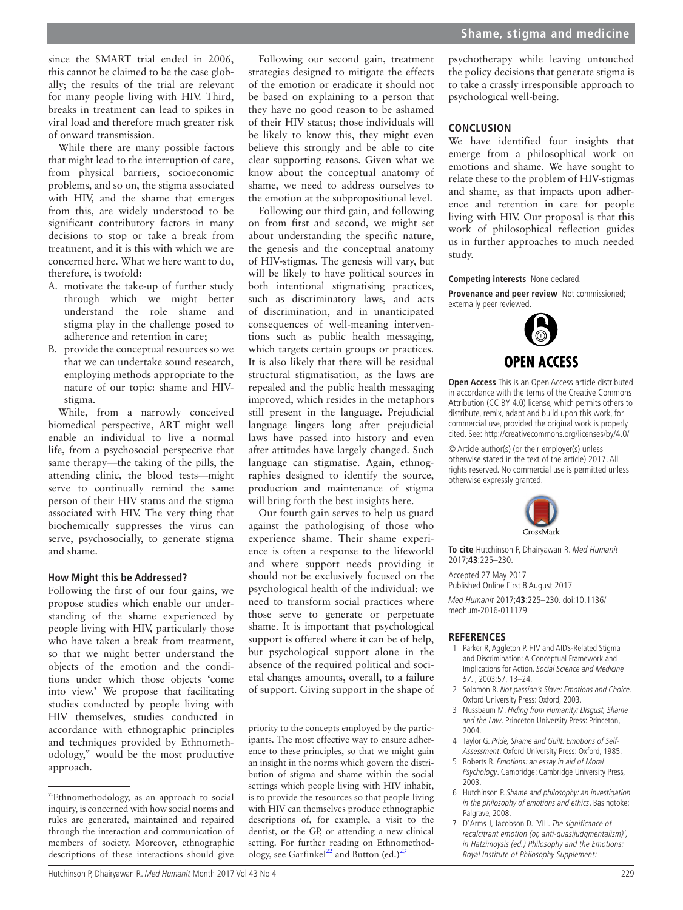since the SMART trial ended in 2006, this cannot be claimed to be the case globally; the results of the trial are relevant for many people living with HIV. Third, breaks in treatment can lead to spikes in viral load and therefore much greater risk of onward transmission.

While there are many possible factors that might lead to the interruption of care, from physical barriers, socioeconomic problems, and so on, the stigma associated with HIV, and the shame that emerges from this, are widely understood to be significant contributory factors in many decisions to stop or take a break from treatment, and it is this with which we are concerned here. What we here want to do, therefore, is twofold:

A. motivate the take-up of further study through which we might better understand the role shame and stigma play in the challenge posed to adherence and retention in care;
B. provide the conceptual resources so we that we can undertake sound research, employing methods appropriate to the nature of our topic: shame and HIV-stigma.

While, from a narrowly conceived biomedical perspective, ART might well enable an individual to live a normal life, from a psychosocial perspective that same therapy—the taking of the pills, the attending clinic, the blood tests—might serve to continually remind the same person of their HIV status and the stigma associated with HIV. The very thing that biochemically suppresses the virus can serve, psychosocially, to generate stigma and shame.

### How Might this be Addressed?

Following the first of our four gains, we propose studies which enable our understanding of the shame experienced by people living with HIV, particularly those who have taken a break from treatment, so that we might better understand the objects of the emotion and the conditions under which those objects 'come into view.' We propose that facilitating studies conducted by people living with HIV themselves, studies conducted in accordance with ethnographic principles and techniques provided by Ethnomethodology,[vi] would be the most productive approach.

Following our second gain, treatment strategies designed to mitigate the effects of the emotion or eradicate it should not be based on explaining to a person that they have no good reason to be ashamed of their HIV status; those individuals will be likely to know this, they might even believe this strongly and be able to cite clear supporting reasons. Given what we know about the conceptual anatomy of shame, we need to address ourselves to the emotion at the subpropositional level.

Following our third gain, and following on from first and second, we might set about understanding the specific nature, the genesis and the conceptual anatomy of HIV-stigmas. The genesis will vary, but will be likely to have political sources in both intentional stigmatising practices, such as discriminatory laws, and acts of discrimination, and in unanticipated consequences of well-meaning interventions such as public health messaging, which targets certain groups or practices. It is also likely that there will be residual structural stigmatisation, as the laws are repealed and the public health messaging improved, which resides in the metaphors still present in the language. Prejudicial language lingers long after prejudicial laws have passed into history and even after attitudes have largely changed. Such language can stigmatise. Again, ethnographies designed to identify the source, production and maintenance of stigma will bring forth the best insights here.

Our fourth gain serves to help us guard against the pathologising of those who experience shame. Their shame experience is often a response to the lifeworld and where support needs providing it should not be exclusively focused on the psychological health of the individual: we need to transform social practices where those serve to generate or perpetuate shame. It is important that psychological support is offered where it can be of help, but psychological support alone in the absence of the required political and societal changes amounts, overall, to a failure of support. Giving support in the shape of psychotherapy while leaving untouched the policy decisions that generate stigma is to take a crassly irresponsible approach to psychological well-being.

## CONCLUSION

We have identified four insights that emerge from a philosophical work on emotions and shame. We have sought to relate these to the problem of HIV-stigmas and shame, as that impacts upon adherence and retention in care for people living with HIV. Our proposal is that this work of philosophical reflection guides us in further approaches to much needed study.

**Competing interests** None declared.

**Provenance and peer review** Not commissioned; externally peer reviewed.

**OPEN ACCESS**

**Open Access** This is an Open Access article distributed in accordance with the terms of the Creative Commons Attribution (CC BY 4.0) license, which permits others to distribute, remix, adapt and build upon this work, for commercial use, provided the original work is properly cited. See: http://creativecommons.org/licenses/by/4.0/

© Article author(s) (or their employer(s) unless otherwise stated in the text of the article) 2017. All rights reserved. No commercial use is permitted unless otherwise expressly granted.

**To cite** Hutchinson P, Dhairyawan R. *Med Humanit* 2017;**43**:225–230.

Accepted 27 May 2017
Published Online First 8 August 2017

*Med Humanit* 2017;**43**:225–230. doi:10.1136/medhum-2016-011179

## REFERENCES

1. Parker R, Aggleton P. HIV and AIDS-Related Stigma and Discrimination: A Conceptual Framework and Implications for Action. *Social Science and Medicine 57.* , 2003:57, 13–24.
2. Solomon R. *Not passion's Slave: Emotions and Choice*. Oxford University Press: Oxford, 2003.
3. Nussbaum M. *Hiding from Humanity: Disgust, Shame and the Law*. Princeton University Press: Princeton, 2004.
4. Taylor G. *Pride, Shame and Guilt: Emotions of Self-Assessment*. Oxford University Press: Oxford, 1985.
5. Roberts R. *Emotions: an essay in aid of Moral Psychology*. Cambridge: Cambridge University Press, 2003.
6. Hutchinson P. *Shame and philosophy: an investigation in the philosophy of emotions and ethics*. Basingtoke: Palgrave, 2008.
7. D'Arms J, Jacobson D. 'VIII. *The significance of recalcitrant emotion (or, anti-quasijudgmentalism)'*, in Hatzimoysis (ed.) *Philosophy and the Emotions: Royal Institute of Philosophy Supplement:*

---

[vi] Ethnomethodology, as an approach to social inquiry, is concerned with how social norms and rules are generated, maintained and repaired through the interaction and communication of members of society. Moreover, ethnographic descriptions of these interactions should give priority to the concepts employed by the participants. The most effective way to ensure adherence to these principles, so that we might gain an insight in the norms which govern the distribution of stigma and shame within the social settings which people living with HIV inhabit, is to provide the resources so that people living with HIV can themselves produce ethnographic descriptions of, for example, a visit to the dentist, or the GP, or attending a new clinical setting. For further reading on Ethnomethodology, see Garfinkel[22] and Button (ed.)[23]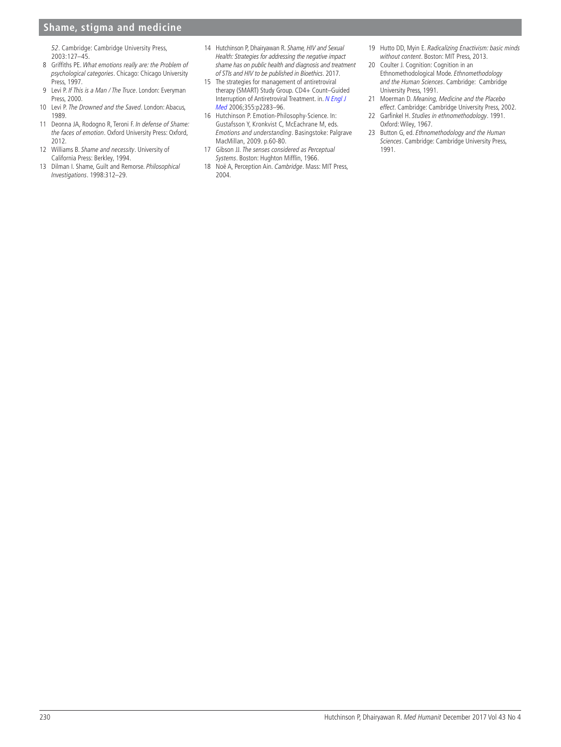*52*. Cambridge: Cambridge University Press, 2003:127–45.

8 Griffiths PE. *What emotions really are: the Problem of psychological categories*. Chicago: Chicago University Press, 1997.

9 Levi P. *If This is a Man / The Truce*. London: Everyman Press, 2000.

10 Levi P. *The Drowned and the Saved*. London: Abacus, 1989.

11 Deonna JA, Rodogno R, Teroni F. *In defense of Shame: the faces of emotion*. Oxford University Press: Oxford, 2012.

12 Williams B. *Shame and necessity*. University of California Press: Berkley, 1994.

13 Dilman I. Shame, Guilt and Remorse. *Philosophical Investigations*. 1998:312–29.

14 Hutchinson P, Dhairyawan R. *Shame, HIV and Sexual Health: Strategies for addressing the negative impact shame has on public health and diagnosis and treatment of STIs and HIV to be published in Bioethics*. 2017.

15 The strategies for management of antiretroviral therapy (SMART) Study Group. CD4+ Count–Guided Interruption of Antiretroviral Treatment. in. *N Engl J Med* 2006;355:p2283–96.

16 Hutchinson P. Emotion-Philosophy-Science. In: Gustafsson Y, Kronkvist C, McEachrane M, eds. *Emotions and understanding*. Basingstoke: Palgrave MacMillan, 2009. p.60-80.

17 Gibson JJ. *The senses considered as Perceptual Systems*. Boston: Hughton Mifflin, 1966.

18 Noë A, Perception Ain. *Cambridge*. Mass: MIT Press, 2004.

19 Hutto DD, Myin E. *Radicalizing Enactivism: basic minds without content*. Boston: MIT Press, 2013.

20 Coulter J. Cognition: Cognition in an Ethnomethodological Mode. *Ethnomethodology and the Human Sciences*. Cambridge: Cambridge University Press, 1991.

21 Moerman D. *Meaning, Medicine and the Placebo effect*. Cambridge: Cambridge University Press, 2002.

22 Garfinkel H. *Studies in ethnomethodology*. 1991. Oxford: Wiley, 1967.

23 Button G, ed. *Ethnomethodology and the Human Sciences*. Cambridge: Cambridge University Press, 1991.